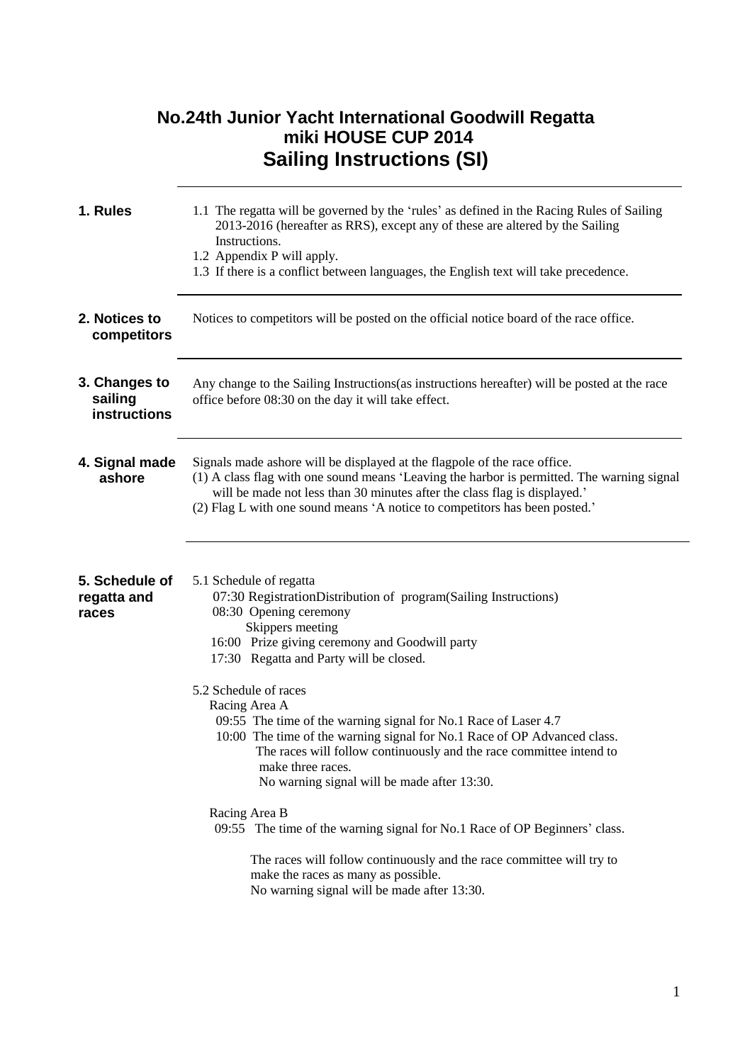# No.24th Junior Yacht International Goodwill Regatta
## miki HOUSE CUP 2014
## Sailing Instructions (SI)

---

### 1. Rules

1.1 The regatta will be governed by the 'rules' as defined in the Racing Rules of Sailing 2013-2016 (hereafter as RRS), except any of these are altered by the Sailing Instructions.
1.2 Appendix P will apply.
1.3 If there is a conflict between languages, the English text will take precedence.

---

### 2. Notices to competitors

Notices to competitors will be posted on the official notice board of the race office.

---

### 3. Changes to sailing instructions

Any change to the Sailing Instructions(as instructions hereafter) will be posted at the race office before 08:30 on the day it will take effect.

---

### 4. Signal made ashore

Signals made ashore will be displayed at the flagpole of the race office.
(1) A class flag with one sound means 'Leaving the harbor is permitted. The warning signal will be made not less than 30 minutes after the class flag is displayed.'
(2) Flag L with one sound means 'A notice to competitors has been posted.'

---

### 5. Schedule of regatta and races

5.1 Schedule of regatta
- 07:30 RegistrationDistribution of program(Sailing Instructions)
- 08:30 Opening ceremony
  Skippers meeting
- 16:00 Prize giving ceremony and Goodwill party
- 17:30 Regatta and Party will be closed.

5.2 Schedule of races

Racing Area A
- 09:55 The time of the warning signal for No.1 Race of Laser 4.7
- 10:00 The time of the warning signal for No.1 Race of OP Advanced class.
  The races will follow continuously and the race committee intend to make three races.
  No warning signal will be made after 13:30.

Racing Area B
- 09:55 The time of the warning signal for No.1 Race of OP Beginners' class.

  The races will follow continuously and the race committee will try to make the races as many as possible.
  No warning signal will be made after 13:30.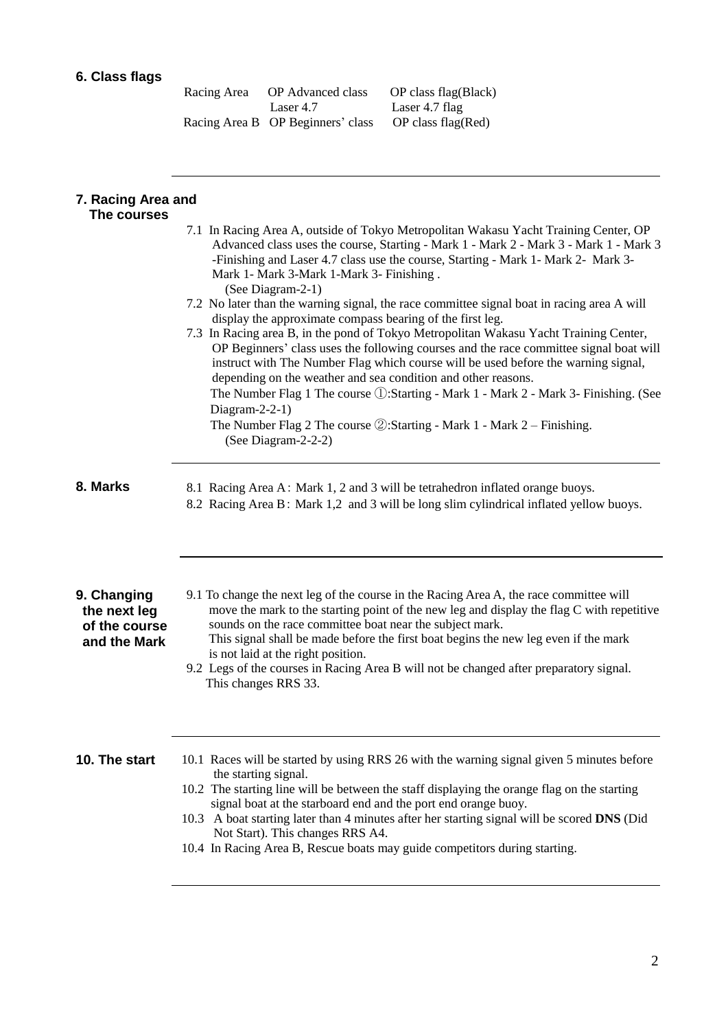## 6. Class flags

| Racing Area | OP Advanced class | OP class flag(Black) |
|---|---|---|
| | Laser 4.7 | Laser 4.7 flag |
| Racing Area B | OP Beginners' class | OP class flag(Red) |

---

## 7. Racing Area and The courses

7.1 In Racing Area A, outside of Tokyo Metropolitan Wakasu Yacht Training Center, OP Advanced class uses the course, Starting - Mark 1 - Mark 2 - Mark 3 - Mark 1 - Mark 3 -Finishing and Laser 4.7 class use the course, Starting - Mark 1- Mark 2- Mark 3- Mark 1- Mark 3-Mark 1-Mark 3- Finishing .
(See Diagram-2-1)

7.2 No later than the warning signal, the race committee signal boat in racing area A will display the approximate compass bearing of the first leg.

7.3 In Racing area B, in the pond of Tokyo Metropolitan Wakasu Yacht Training Center, OP Beginners' class uses the following courses and the race committee signal boat will instruct with The Number Flag which course will be used before the warning signal, depending on the weather and sea condition and other reasons.
The Number Flag 1 The course ①:Starting - Mark 1 - Mark 2 - Mark 3- Finishing. (See Diagram-2-2-1)
The Number Flag 2 The course ②:Starting - Mark 1 - Mark 2 – Finishing.
(See Diagram-2-2-2)

---

## 8. Marks

8.1 Racing Area A：Mark 1, 2 and 3 will be tetrahedron inflated orange buoys.

8.2 Racing Area B：Mark 1,2 and 3 will be long slim cylindrical inflated yellow buoys.

---

## 9. Changing the next leg of the course and the Mark

9.1 To change the next leg of the course in the Racing Area A, the race committee will move the mark to the starting point of the new leg and display the flag C with repetitive sounds on the race committee boat near the subject mark.
This signal shall be made before the first boat begins the new leg even if the mark is not laid at the right position.

9.2 Legs of the courses in Racing Area B will not be changed after preparatory signal. This changes RRS 33.

---

## 10. The start

10.1 Races will be started by using RRS 26 with the warning signal given 5 minutes before the starting signal.

10.2 The starting line will be between the staff displaying the orange flag on the starting signal boat at the starboard end and the port end orange buoy.

10.3 A boat starting later than 4 minutes after her starting signal will be scored **DNS** (Did Not Start). This changes RRS A4.

10.4 In Racing Area B, Rescue boats may guide competitors during starting.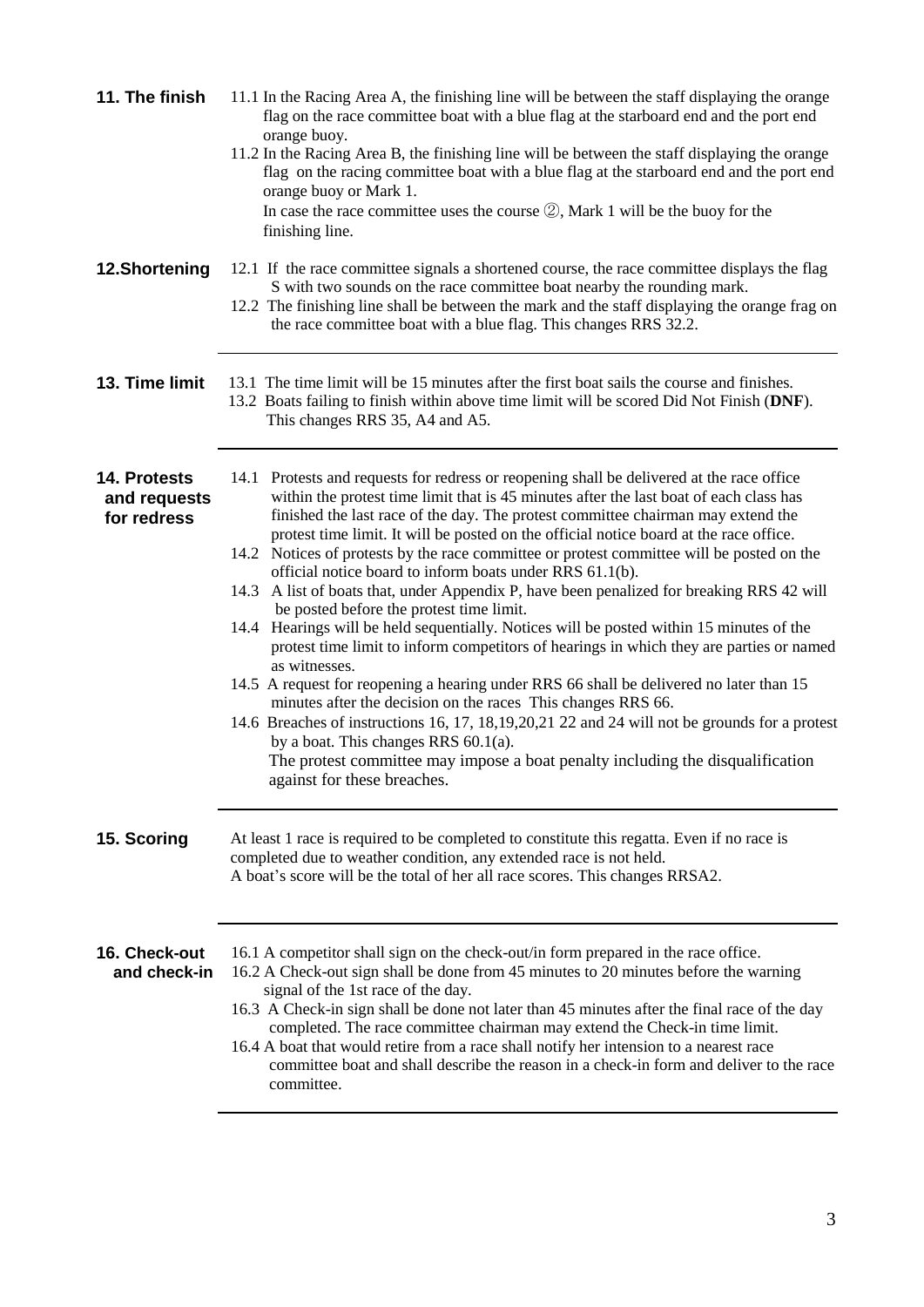## 11. The finish

11.1 In the Racing Area A, the finishing line will be between the staff displaying the orange flag on the race committee boat with a blue flag at the starboard end and the port end orange buoy.

11.2 In the Racing Area B, the finishing line will be between the staff displaying the orange flag on the racing committee boat with a blue flag at the starboard end and the port end orange buoy or Mark 1.
In case the race committee uses the course ②, Mark 1 will be the buoy for the finishing line.

## 12.Shortening

12.1 If the race committee signals a shortened course, the race committee displays the flag S with two sounds on the race committee boat nearby the rounding mark.

12.2 The finishing line shall be between the mark and the staff displaying the orange frag on the race committee boat with a blue flag. This changes RRS 32.2.

## 13. Time limit

13.1 The time limit will be 15 minutes after the first boat sails the course and finishes.

13.2 Boats failing to finish within above time limit will be scored Did Not Finish (**DNF**). This changes RRS 35, A4 and A5.

## 14. Protests and requests for redress

14.1 Protests and requests for redress or reopening shall be delivered at the race office within the protest time limit that is 45 minutes after the last boat of each class has finished the last race of the day. The protest committee chairman may extend the protest time limit. It will be posted on the official notice board at the race office.

14.2 Notices of protests by the race committee or protest committee will be posted on the official notice board to inform boats under RRS 61.1(b).

14.3 A list of boats that, under Appendix P, have been penalized for breaking RRS 42 will be posted before the protest time limit.

14.4 Hearings will be held sequentially. Notices will be posted within 15 minutes of the protest time limit to inform competitors of hearings in which they are parties or named as witnesses.

14.5 A request for reopening a hearing under RRS 66 shall be delivered no later than 15 minutes after the decision on the races This changes RRS 66.

14.6 Breaches of instructions 16, 17, 18,19,20,21 22 and 24 will not be grounds for a protest by a boat. This changes RRS 60.1(a).
The protest committee may impose a boat penalty including the disqualification against for these breaches.

## 15. Scoring

At least 1 race is required to be completed to constitute this regatta. Even if no race is completed due to weather condition, any extended race is not held.
A boat's score will be the total of her all race scores. This changes RRSA2.

## 16. Check-out and check-in

16.1 A competitor shall sign on the check-out/in form prepared in the race office.

16.2 A Check-out sign shall be done from 45 minutes to 20 minutes before the warning signal of the 1st race of the day.

16.3 A Check-in sign shall be done not later than 45 minutes after the final race of the day completed. The race committee chairman may extend the Check-in time limit.

16.4 A boat that would retire from a race shall notify her intension to a nearest race committee boat and shall describe the reason in a check-in form and deliver to the race committee.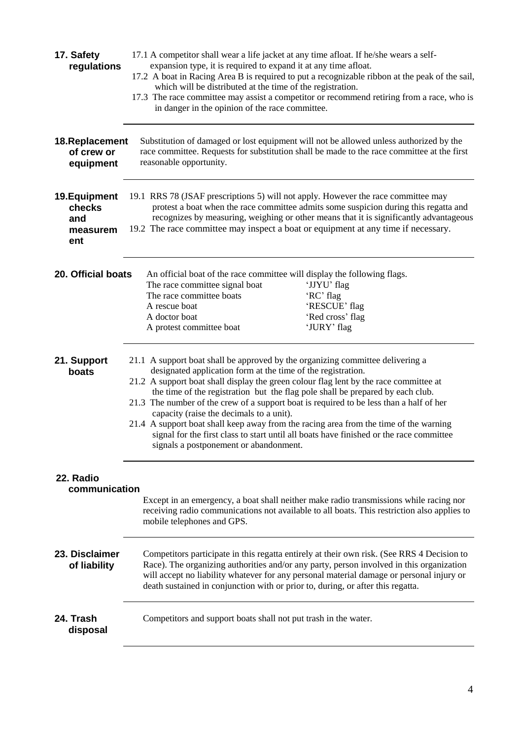## 17. Safety regulations

17.1 A competitor shall wear a life jacket at any time afloat. If he/she wears a self-expansion type, it is required to expand it at any time afloat.

17.2 A boat in Racing Area B is required to put a recognizable ribbon at the peak of the sail, which will be distributed at the time of the registration.

17.3 The race committee may assist a competitor or recommend retiring from a race, who is in danger in the opinion of the race committee.

## 18. Replacement of crew or equipment

Substitution of damaged or lost equipment will not be allowed unless authorized by the race committee. Requests for substitution shall be made to the race committee at the first reasonable opportunity.

## 19. Equipment checks and measurement

19.1 RRS 78 (JSAF prescriptions 5) will not apply. However the race committee may protest a boat when the race committee admits some suspicion during this regatta and recognizes by measuring, weighing or other means that it is significantly advantageous

19.2 The race committee may inspect a boat or equipment at any time if necessary.

## 20. Official boats

An official boat of the race committee will display the following flags.

| | |
|---|---|
| The race committee signal boat | 'JJYU' flag |
| The race committee boats | 'RC' flag |
| A rescue boat | 'RESCUE' flag |
| A doctor boat | 'Red cross' flag |
| A protest committee boat | 'JURY' flag |

## 21. Support boats

21.1 A support boat shall be approved by the organizing committee delivering a designated application form at the time of the registration.

21.2 A support boat shall display the green colour flag lent by the race committee at the time of the registration but the flag pole shall be prepared by each club.

21.3 The number of the crew of a support boat is required to be less than a half of her capacity (raise the decimals to a unit).

21.4 A support boat shall keep away from the racing area from the time of the warning signal for the first class to start until all boats have finished or the race committee signals a postponement or abandonment.

## 22. Radio communication

Except in an emergency, a boat shall neither make radio transmissions while racing nor receiving radio communications not available to all boats. This restriction also applies to mobile telephones and GPS.

## 23. Disclaimer of liability

Competitors participate in this regatta entirely at their own risk. (See RRS 4 Decision to Race). The organizing authorities and/or any party, person involved in this organization will accept no liability whatever for any personal material damage or personal injury or death sustained in conjunction with or prior to, during, or after this regatta.

## 24. Trash disposal

Competitors and support boats shall not put trash in the water.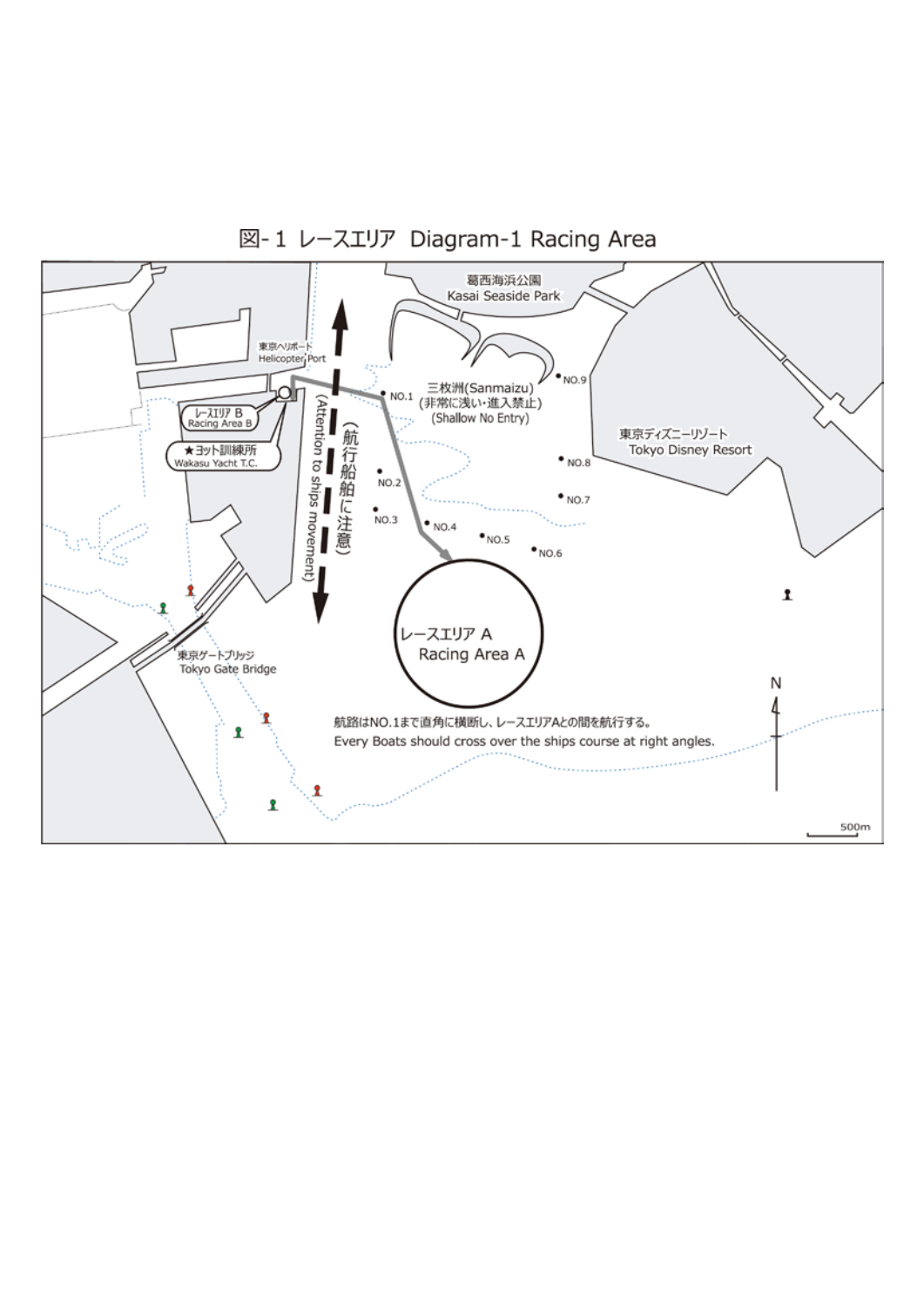# 図-1 レースエリア Diagram-1 Racing Area

葛西海浜公園
Kasai Seaside Park

東京ヘリポート
Helicopter Port

レースエリア B
Racing Area B

★ヨット訓練所
Wakasu Yacht T.C.

（航行船舶に注意）
(Attention to ships movement)

三枚洲(Sanmaizu)
(非常に浅い・進入禁止)
(Shallow No Entry)

東京ディズニーリゾート
Tokyo Disney Resort

NO.1 NO.2 NO.3 NO.4 NO.5 NO.6 NO.7 NO.8 NO.9

レースエリア A
Racing Area A

東京ゲートブリッジ
Tokyo Gate Bridge

航路はNO.1まで直角に横断し、レースエリアAとの間を航行する。
Every Boats should cross over the ships course at right angles.

N

500m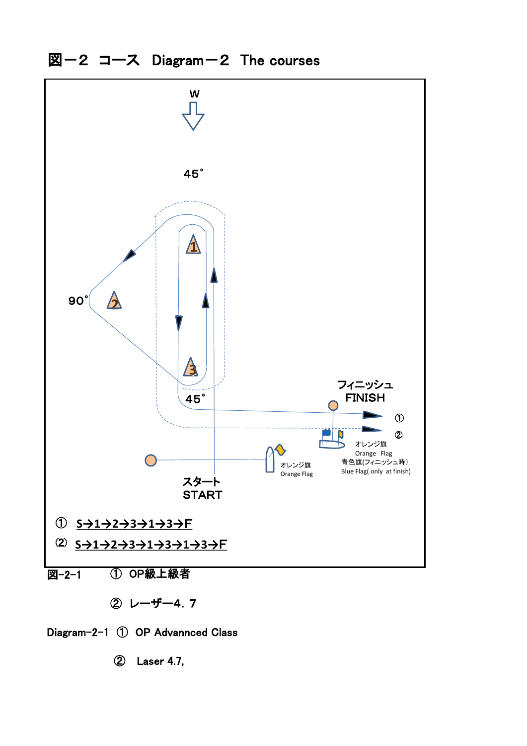# 図－２ コース Diagram－２ The courses

W

45˚

90˚

45˚

フィニッシュ
FINISH

①

②

オレンジ旗
Orange Flag
青色旗(フィニッシュ時）
Blue Flag( only at finish)

オレンジ旗
Orange Flag

スタート
START

① S→1→2→3→1→3→F

⑵ S→1→2→3→1→3→1→3→F

図-2-1　　① OP級上級者

② レーザー4．7

Diagram-2-1 ① OP Advannced Class

② Laser 4.7,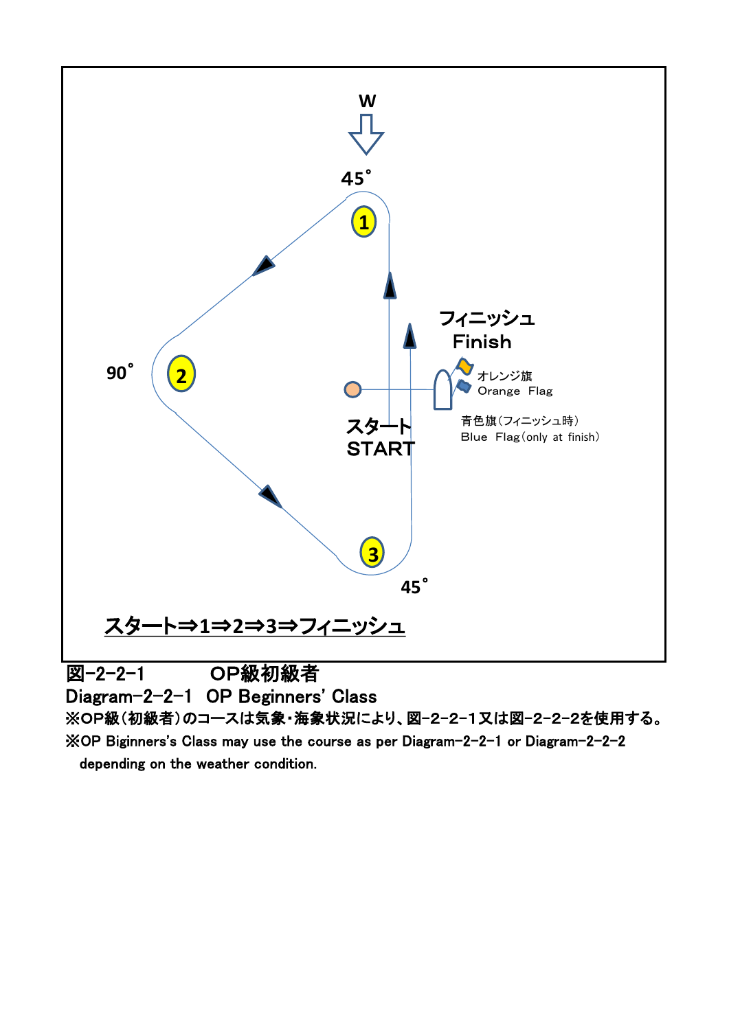W

45°

1

90°

2

フィニッシュ
Finish

オレンジ旗
Orange Flag

スタート
START

青色旗（フィニッシュ時）
Blue Flag（only at finish）

3

45°

スタート⇒1⇒2⇒3⇒フィニッシュ

図-2-2-1　　OP級初級者

Diagram-2-2-1　OP Beginners' Class

※OP級（初級者）のコースは気象・海象状況により、図-2-2-1又は図-2-2-2を使用する。

※OP Biginners's Class may use the course as per Diagram-2-2-1 or Diagram-2-2-2 depending on the weather condition.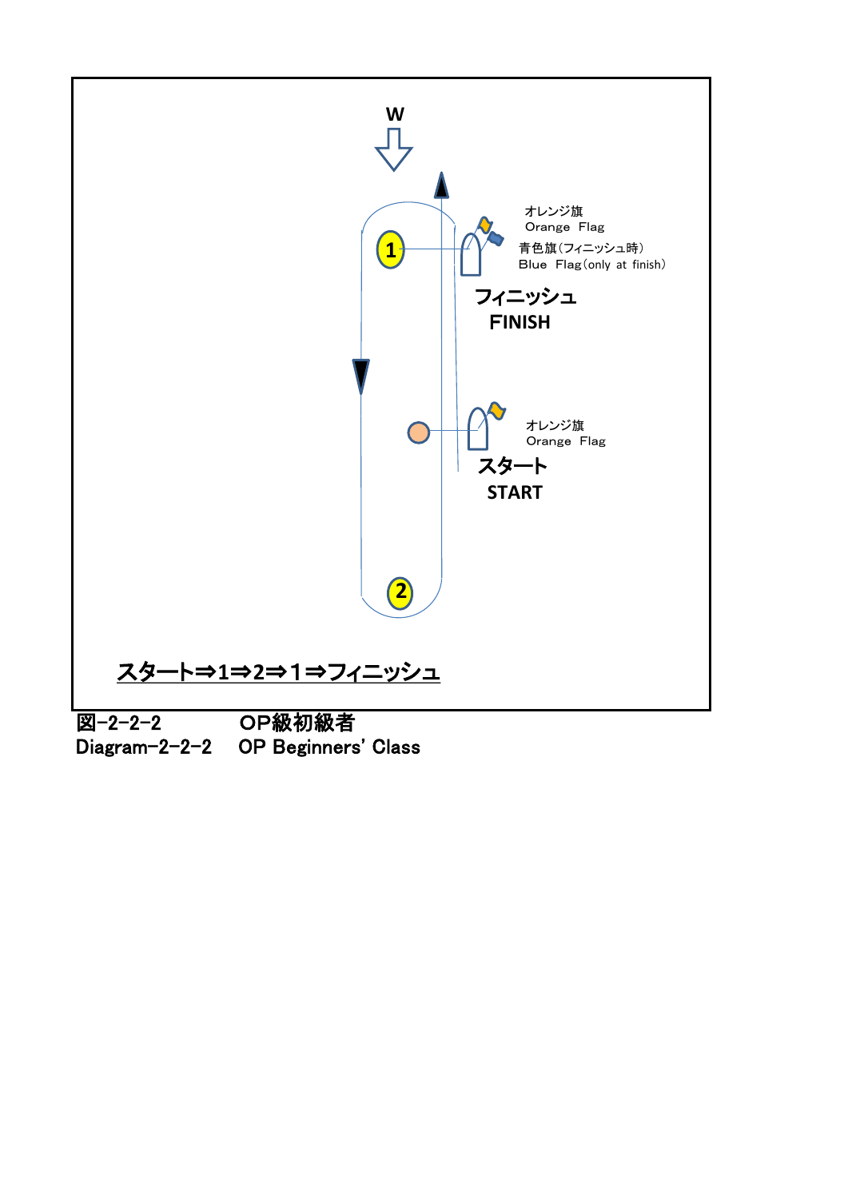W

オレンジ旗
Orange Flag
青色旗（フィニッシュ時）
Blue Flag（only at finish）

1

フィニッシュ
FINISH

オレンジ旗
Orange Flag

スタート
START

2

スタート⇒1⇒2⇒１⇒フィニッシュ

図-2-2-2　　　OP級初級者
Diagram-2-2-2　OP Beginners' Class